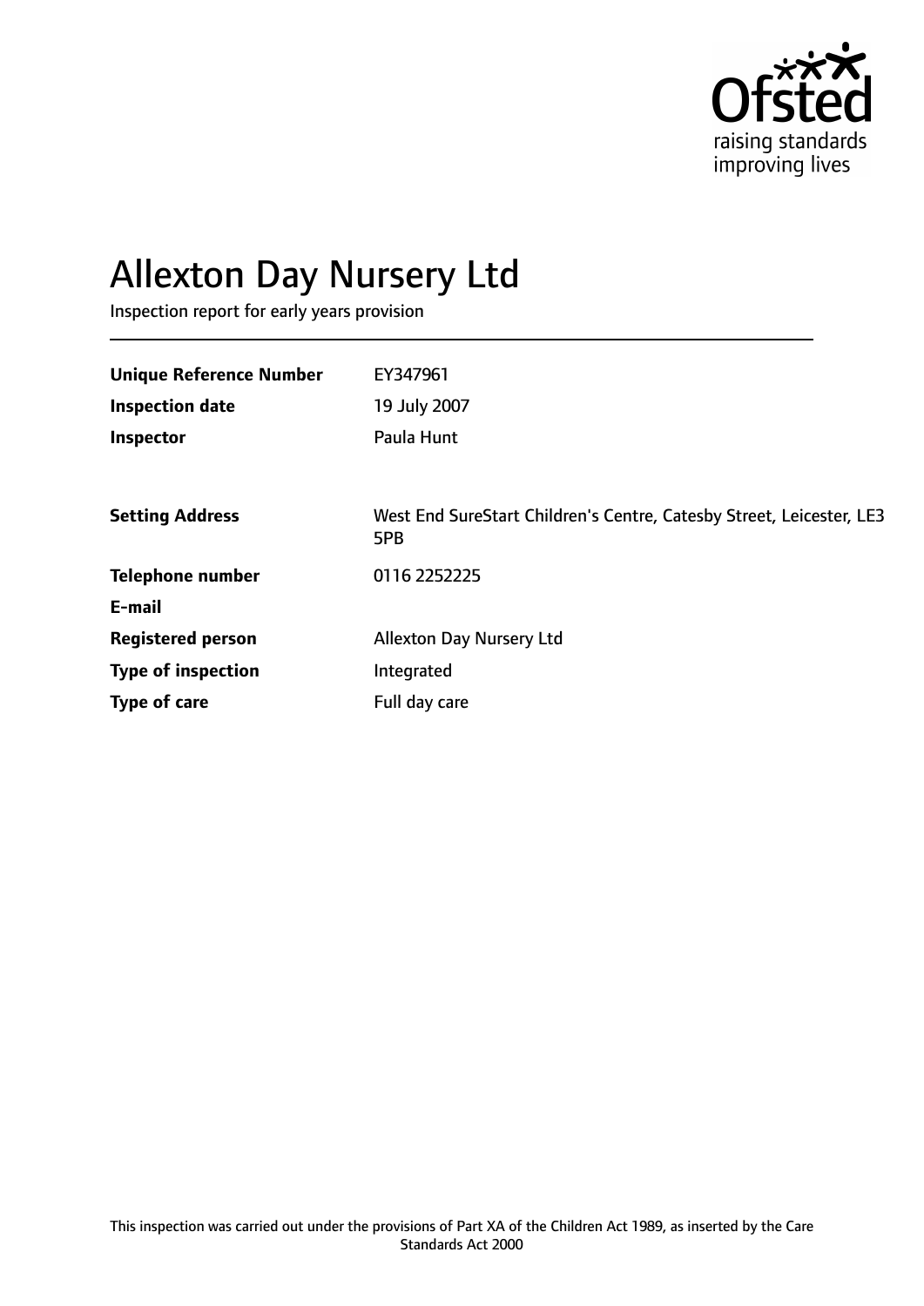# Allexton Day Nursery Ltd

Inspection report for early years provision

| | |
|---|---|
| **Unique Reference Number** | EY347961 |
| **Inspection date** | 19 July 2007 |
| **Inspector** | Paula Hunt |
| | |
| **Setting Address** | West End SureStart Children's Centre, Catesby Street, Leicester, LE3 5PB |
| **Telephone number** | 0116 2252225 |
| **E-mail** | |
| **Registered person** | Allexton Day Nursery Ltd |
| **Type of inspection** | Integrated |
| **Type of care** | Full day care |

This inspection was carried out under the provisions of Part XA of the Children Act 1989, as inserted by the Care Standards Act 2000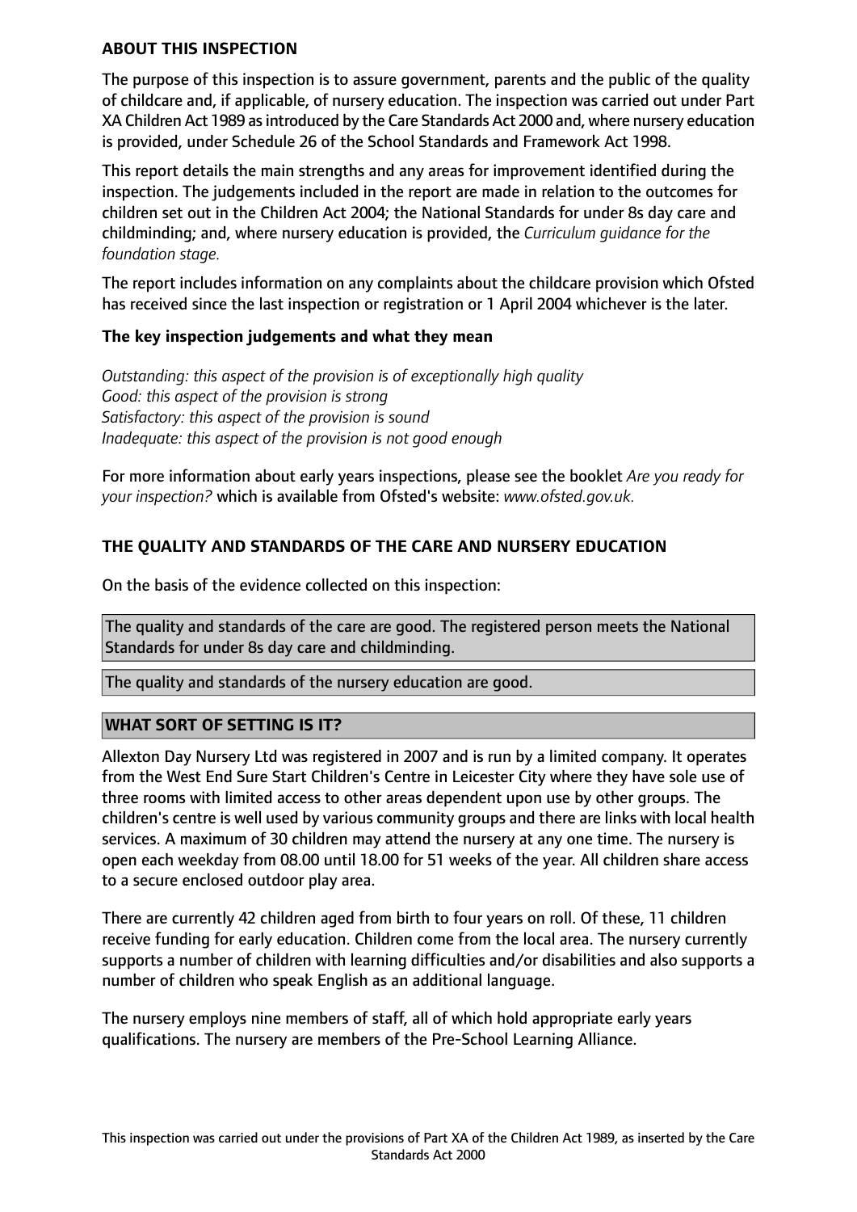### ABOUT THIS INSPECTION

The purpose of this inspection is to assure government, parents and the public of the quality of childcare and, if applicable, of nursery education. The inspection was carried out under Part XA Children Act 1989 as introduced by the Care Standards Act 2000 and, where nursery education is provided, under Schedule 26 of the School Standards and Framework Act 1998.

This report details the main strengths and any areas for improvement identified during the inspection. The judgements included in the report are made in relation to the outcomes for children set out in the Children Act 2004; the National Standards for under 8s day care and childminding; and, where nursery education is provided, the *Curriculum guidance for the foundation stage.*

The report includes information on any complaints about the childcare provision which Ofsted has received since the last inspection or registration or 1 April 2004 whichever is the later.

#### The key inspection judgements and what they mean

*Outstanding: this aspect of the provision is of exceptionally high quality*
*Good: this aspect of the provision is strong*
*Satisfactory: this aspect of the provision is sound*
*Inadequate: this aspect of the provision is not good enough*

For more information about early years inspections, please see the booklet *Are you ready for your inspection?* which is available from Ofsted's website: *www.ofsted.gov.uk.*

### THE QUALITY AND STANDARDS OF THE CARE AND NURSERY EDUCATION

On the basis of the evidence collected on this inspection:

The quality and standards of the care are good. The registered person meets the National Standards for under 8s day care and childminding.

The quality and standards of the nursery education are good.

### WHAT SORT OF SETTING IS IT?

Allexton Day Nursery Ltd was registered in 2007 and is run by a limited company. It operates from the West End Sure Start Children's Centre in Leicester City where they have sole use of three rooms with limited access to other areas dependent upon use by other groups. The children's centre is well used by various community groups and there are links with local health services. A maximum of 30 children may attend the nursery at any one time. The nursery is open each weekday from 08.00 until 18.00 for 51 weeks of the year. All children share access to a secure enclosed outdoor play area.

There are currently 42 children aged from birth to four years on roll. Of these, 11 children receive funding for early education. Children come from the local area. The nursery currently supports a number of children with learning difficulties and/or disabilities and also supports a number of children who speak English as an additional language.

The nursery employs nine members of staff, all of which hold appropriate early years qualifications. The nursery are members of the Pre-School Learning Alliance.

This inspection was carried out under the provisions of Part XA of the Children Act 1989, as inserted by the Care Standards Act 2000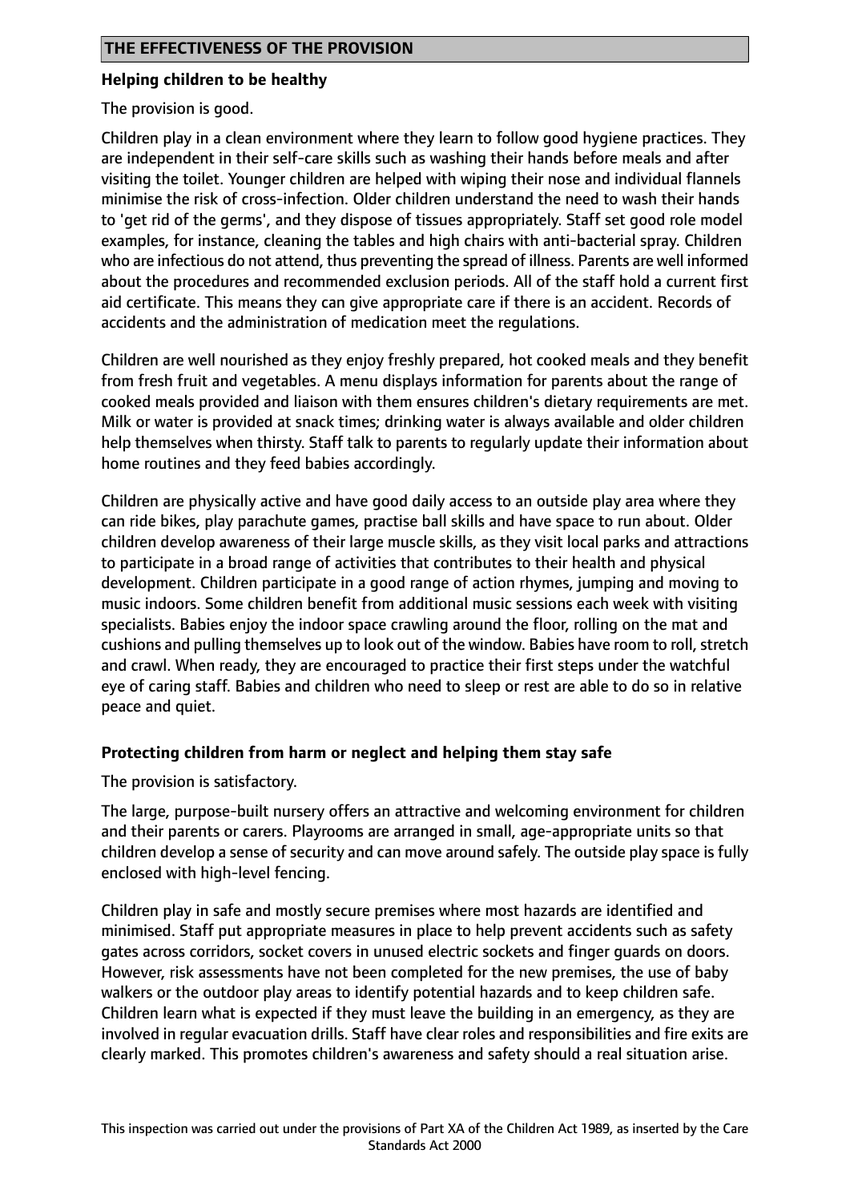## THE EFFECTIVENESS OF THE PROVISION

### Helping children to be healthy

The provision is good.

Children play in a clean environment where they learn to follow good hygiene practices. They are independent in their self-care skills such as washing their hands before meals and after visiting the toilet. Younger children are helped with wiping their nose and individual flannels minimise the risk of cross-infection. Older children understand the need to wash their hands to 'get rid of the germs', and they dispose of tissues appropriately. Staff set good role model examples, for instance, cleaning the tables and high chairs with anti-bacterial spray. Children who are infectious do not attend, thus preventing the spread of illness. Parents are well informed about the procedures and recommended exclusion periods. All of the staff hold a current first aid certificate. This means they can give appropriate care if there is an accident. Records of accidents and the administration of medication meet the regulations.

Children are well nourished as they enjoy freshly prepared, hot cooked meals and they benefit from fresh fruit and vegetables. A menu displays information for parents about the range of cooked meals provided and liaison with them ensures children's dietary requirements are met. Milk or water is provided at snack times; drinking water is always available and older children help themselves when thirsty. Staff talk to parents to regularly update their information about home routines and they feed babies accordingly.

Children are physically active and have good daily access to an outside play area where they can ride bikes, play parachute games, practise ball skills and have space to run about. Older children develop awareness of their large muscle skills, as they visit local parks and attractions to participate in a broad range of activities that contributes to their health and physical development. Children participate in a good range of action rhymes, jumping and moving to music indoors. Some children benefit from additional music sessions each week with visiting specialists. Babies enjoy the indoor space crawling around the floor, rolling on the mat and cushions and pulling themselves up to look out of the window. Babies have room to roll, stretch and crawl. When ready, they are encouraged to practice their first steps under the watchful eye of caring staff. Babies and children who need to sleep or rest are able to do so in relative peace and quiet.

### Protecting children from harm or neglect and helping them stay safe

The provision is satisfactory.

The large, purpose-built nursery offers an attractive and welcoming environment for children and their parents or carers. Playrooms are arranged in small, age-appropriate units so that children develop a sense of security and can move around safely. The outside play space is fully enclosed with high-level fencing.

Children play in safe and mostly secure premises where most hazards are identified and minimised. Staff put appropriate measures in place to help prevent accidents such as safety gates across corridors, socket covers in unused electric sockets and finger guards on doors. However, risk assessments have not been completed for the new premises, the use of baby walkers or the outdoor play areas to identify potential hazards and to keep children safe. Children learn what is expected if they must leave the building in an emergency, as they are involved in regular evacuation drills. Staff have clear roles and responsibilities and fire exits are clearly marked. This promotes children's awareness and safety should a real situation arise.

This inspection was carried out under the provisions of Part XA of the Children Act 1989, as inserted by the Care Standards Act 2000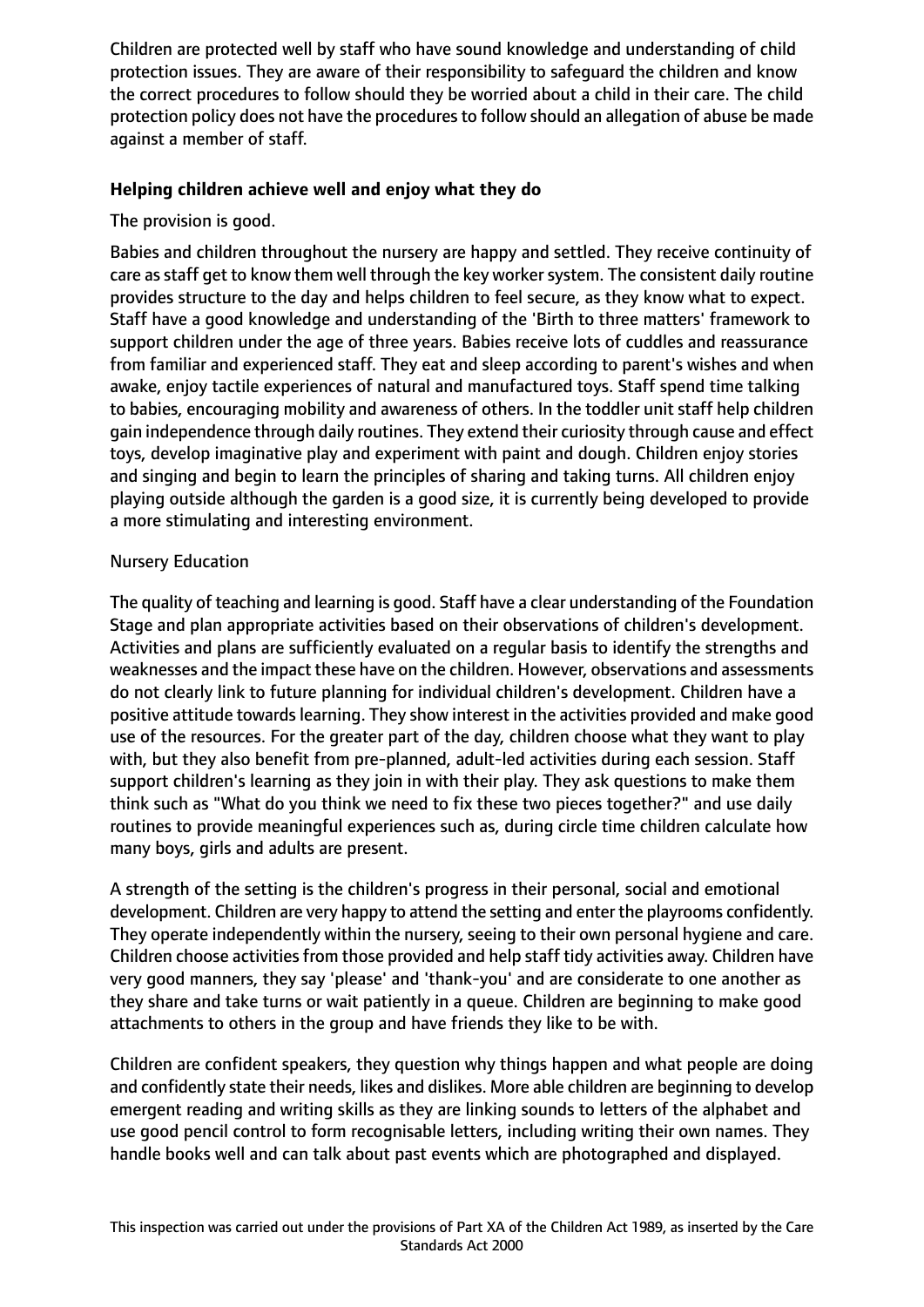Children are protected well by staff who have sound knowledge and understanding of child protection issues. They are aware of their responsibility to safeguard the children and know the correct procedures to follow should they be worried about a child in their care. The child protection policy does not have the procedures to follow should an allegation of abuse be made against a member of staff.

### Helping children achieve well and enjoy what they do

The provision is good.

Babies and children throughout the nursery are happy and settled. They receive continuity of care as staff get to know them well through the key worker system. The consistent daily routine provides structure to the day and helps children to feel secure, as they know what to expect. Staff have a good knowledge and understanding of the 'Birth to three matters' framework to support children under the age of three years. Babies receive lots of cuddles and reassurance from familiar and experienced staff. They eat and sleep according to parent's wishes and when awake, enjoy tactile experiences of natural and manufactured toys. Staff spend time talking to babies, encouraging mobility and awareness of others. In the toddler unit staff help children gain independence through daily routines. They extend their curiosity through cause and effect toys, develop imaginative play and experiment with paint and dough. Children enjoy stories and singing and begin to learn the principles of sharing and taking turns. All children enjoy playing outside although the garden is a good size, it is currently being developed to provide a more stimulating and interesting environment.

Nursery Education

The quality of teaching and learning is good. Staff have a clear understanding of the Foundation Stage and plan appropriate activities based on their observations of children's development. Activities and plans are sufficiently evaluated on a regular basis to identify the strengths and weaknesses and the impact these have on the children. However, observations and assessments do not clearly link to future planning for individual children's development. Children have a positive attitude towards learning. They show interest in the activities provided and make good use of the resources. For the greater part of the day, children choose what they want to play with, but they also benefit from pre-planned, adult-led activities during each session. Staff support children's learning as they join in with their play. They ask questions to make them think such as "What do you think we need to fix these two pieces together?" and use daily routines to provide meaningful experiences such as, during circle time children calculate how many boys, girls and adults are present.

A strength of the setting is the children's progress in their personal, social and emotional development. Children are very happy to attend the setting and enter the playrooms confidently. They operate independently within the nursery, seeing to their own personal hygiene and care. Children choose activities from those provided and help staff tidy activities away. Children have very good manners, they say 'please' and 'thank-you' and are considerate to one another as they share and take turns or wait patiently in a queue. Children are beginning to make good attachments to others in the group and have friends they like to be with.

Children are confident speakers, they question why things happen and what people are doing and confidently state their needs, likes and dislikes. More able children are beginning to develop emergent reading and writing skills as they are linking sounds to letters of the alphabet and use good pencil control to form recognisable letters, including writing their own names. They handle books well and can talk about past events which are photographed and displayed.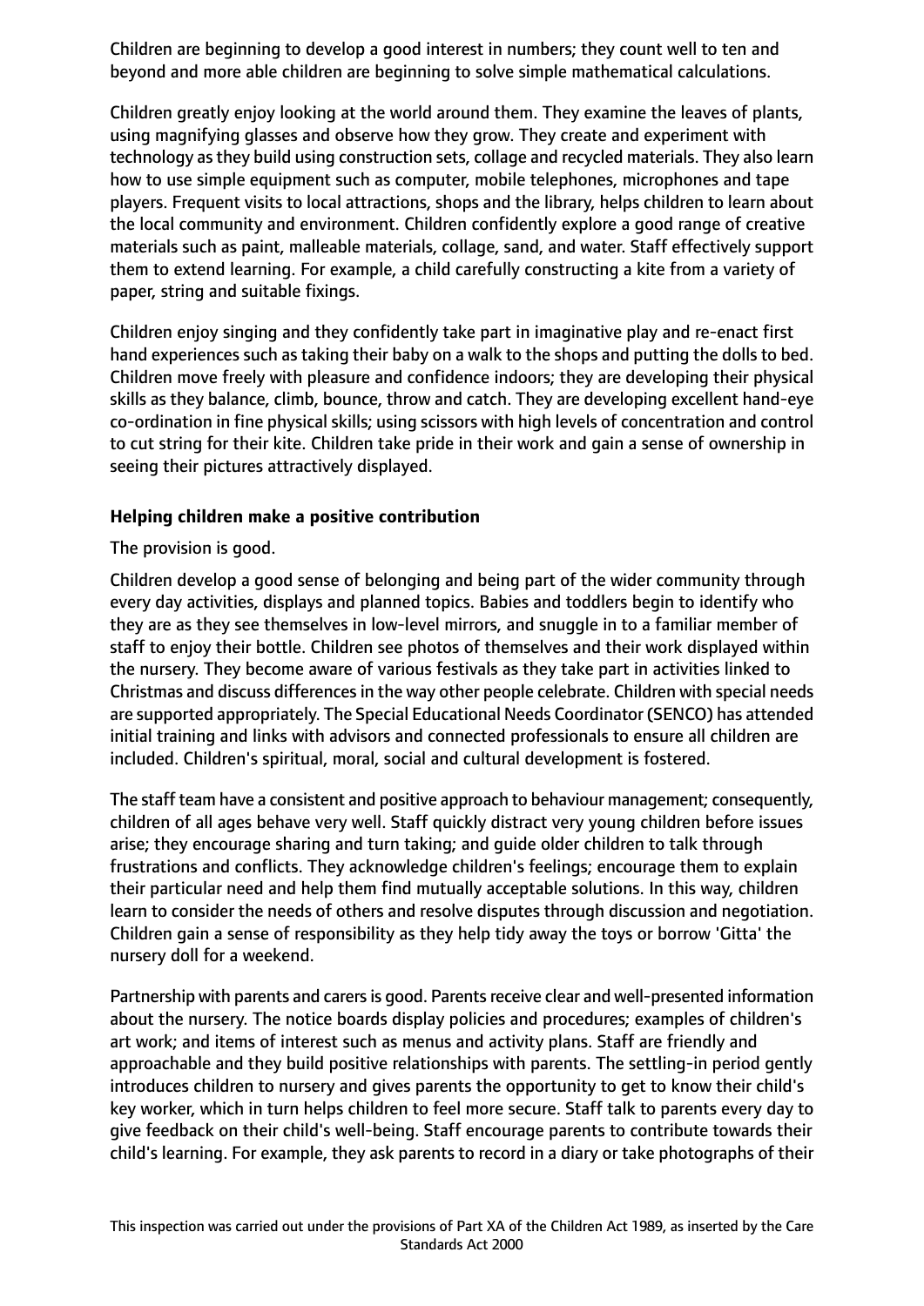Children are beginning to develop a good interest in numbers; they count well to ten and beyond and more able children are beginning to solve simple mathematical calculations.

Children greatly enjoy looking at the world around them. They examine the leaves of plants, using magnifying glasses and observe how they grow. They create and experiment with technology as they build using construction sets, collage and recycled materials. They also learn how to use simple equipment such as computer, mobile telephones, microphones and tape players. Frequent visits to local attractions, shops and the library, helps children to learn about the local community and environment. Children confidently explore a good range of creative materials such as paint, malleable materials, collage, sand, and water. Staff effectively support them to extend learning. For example, a child carefully constructing a kite from a variety of paper, string and suitable fixings.

Children enjoy singing and they confidently take part in imaginative play and re-enact first hand experiences such as taking their baby on a walk to the shops and putting the dolls to bed. Children move freely with pleasure and confidence indoors; they are developing their physical skills as they balance, climb, bounce, throw and catch. They are developing excellent hand-eye co-ordination in fine physical skills; using scissors with high levels of concentration and control to cut string for their kite. Children take pride in their work and gain a sense of ownership in seeing their pictures attractively displayed.

**Helping children make a positive contribution**

The provision is good.

Children develop a good sense of belonging and being part of the wider community through every day activities, displays and planned topics. Babies and toddlers begin to identify who they are as they see themselves in low-level mirrors, and snuggle in to a familiar member of staff to enjoy their bottle. Children see photos of themselves and their work displayed within the nursery. They become aware of various festivals as they take part in activities linked to Christmas and discuss differences in the way other people celebrate. Children with special needs are supported appropriately. The Special Educational Needs Coordinator (SENCO) has attended initial training and links with advisors and connected professionals to ensure all children are included. Children's spiritual, moral, social and cultural development is fostered.

The staff team have a consistent and positive approach to behaviour management; consequently, children of all ages behave very well. Staff quickly distract very young children before issues arise; they encourage sharing and turn taking; and guide older children to talk through frustrations and conflicts. They acknowledge children's feelings; encourage them to explain their particular need and help them find mutually acceptable solutions. In this way, children learn to consider the needs of others and resolve disputes through discussion and negotiation. Children gain a sense of responsibility as they help tidy away the toys or borrow 'Gitta' the nursery doll for a weekend.

Partnership with parents and carers is good. Parents receive clear and well-presented information about the nursery. The notice boards display policies and procedures; examples of children's art work; and items of interest such as menus and activity plans. Staff are friendly and approachable and they build positive relationships with parents. The settling-in period gently introduces children to nursery and gives parents the opportunity to get to know their child's key worker, which in turn helps children to feel more secure. Staff talk to parents every day to give feedback on their child's well-being. Staff encourage parents to contribute towards their child's learning. For example, they ask parents to record in a diary or take photographs of their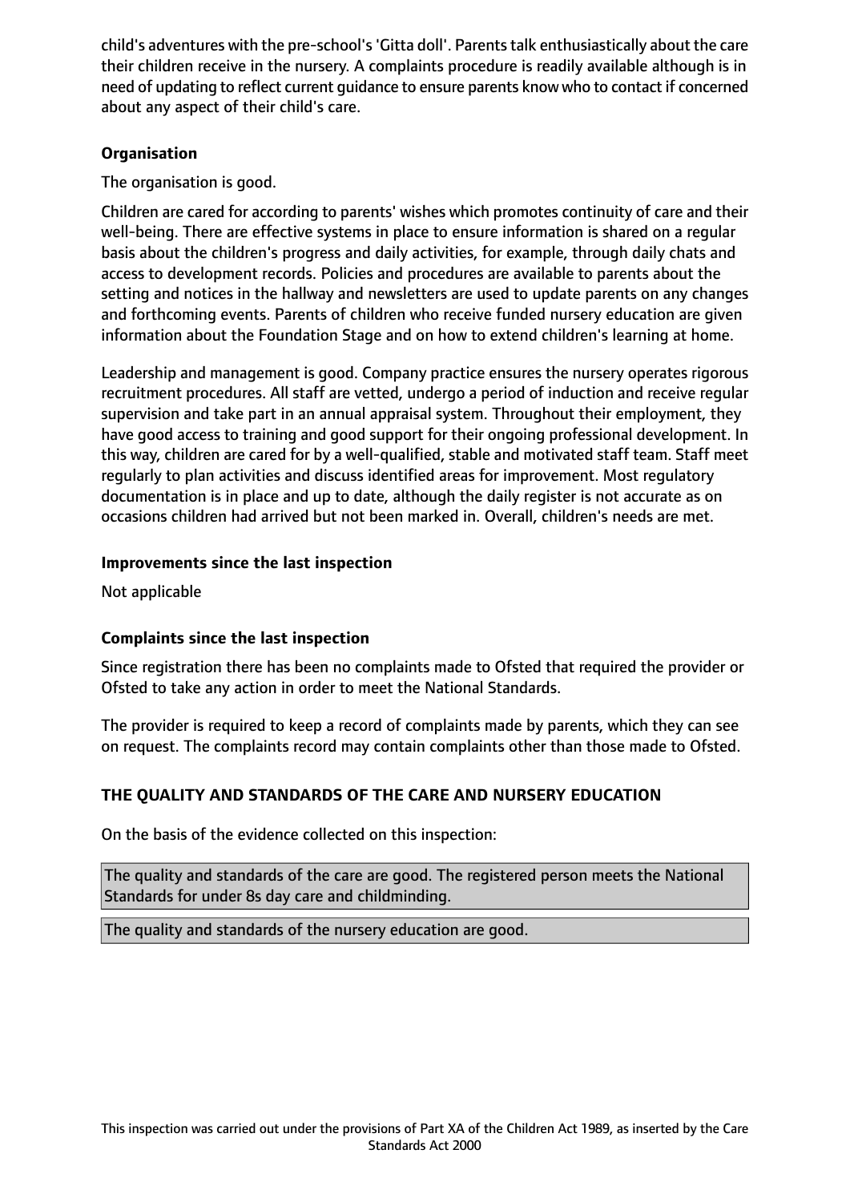child's adventures with the pre-school's 'Gitta doll'. Parents talk enthusiastically about the care their children receive in the nursery. A complaints procedure is readily available although is in need of updating to reflect current guidance to ensure parents know who to contact if concerned about any aspect of their child's care.

**Organisation**

The organisation is good.

Children are cared for according to parents' wishes which promotes continuity of care and their well-being. There are effective systems in place to ensure information is shared on a regular basis about the children's progress and daily activities, for example, through daily chats and access to development records. Policies and procedures are available to parents about the setting and notices in the hallway and newsletters are used to update parents on any changes and forthcoming events. Parents of children who receive funded nursery education are given information about the Foundation Stage and on how to extend children's learning at home.

Leadership and management is good. Company practice ensures the nursery operates rigorous recruitment procedures. All staff are vetted, undergo a period of induction and receive regular supervision and take part in an annual appraisal system. Throughout their employment, they have good access to training and good support for their ongoing professional development. In this way, children are cared for by a well-qualified, stable and motivated staff team. Staff meet regularly to plan activities and discuss identified areas for improvement. Most regulatory documentation is in place and up to date, although the daily register is not accurate as on occasions children had arrived but not been marked in. Overall, children's needs are met.

**Improvements since the last inspection**

Not applicable

**Complaints since the last inspection**

Since registration there has been no complaints made to Ofsted that required the provider or Ofsted to take any action in order to meet the National Standards.

The provider is required to keep a record of complaints made by parents, which they can see on request. The complaints record may contain complaints other than those made to Ofsted.

**THE QUALITY AND STANDARDS OF THE CARE AND NURSERY EDUCATION**

On the basis of the evidence collected on this inspection:

The quality and standards of the care are good. The registered person meets the National Standards for under 8s day care and childminding.

The quality and standards of the nursery education are good.

This inspection was carried out under the provisions of Part XA of the Children Act 1989, as inserted by the Care Standards Act 2000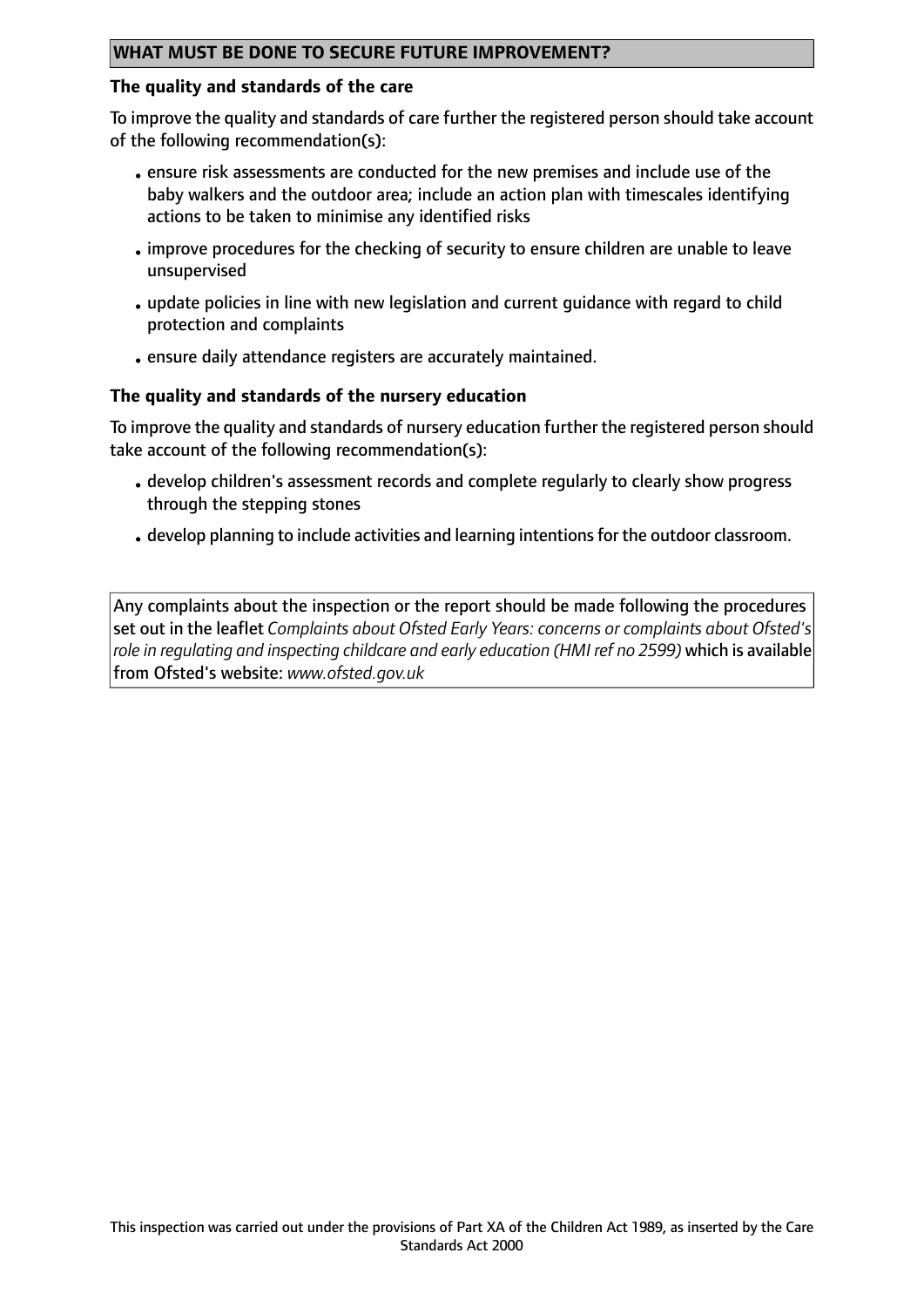## WHAT MUST BE DONE TO SECURE FUTURE IMPROVEMENT?

**The quality and standards of the care**

To improve the quality and standards of care further the registered person should take account of the following recommendation(s):

- ensure risk assessments are conducted for the new premises and include use of the baby walkers and the outdoor area; include an action plan with timescales identifying actions to be taken to minimise any identified risks
- improve procedures for the checking of security to ensure children are unable to leave unsupervised
- update policies in line with new legislation and current guidance with regard to child protection and complaints
- ensure daily attendance registers are accurately maintained.

**The quality and standards of the nursery education**

To improve the quality and standards of nursery education further the registered person should take account of the following recommendation(s):

- develop children's assessment records and complete regularly to clearly show progress through the stepping stones
- develop planning to include activities and learning intentions for the outdoor classroom.

Any complaints about the inspection or the report should be made following the procedures set out in the leaflet *Complaints about Ofsted Early Years: concerns or complaints about Ofsted's role in regulating and inspecting childcare and early education (HMI ref no 2599)* which is available from Ofsted's website: *www.ofsted.gov.uk*

This inspection was carried out under the provisions of Part XA of the Children Act 1989, as inserted by the Care Standards Act 2000